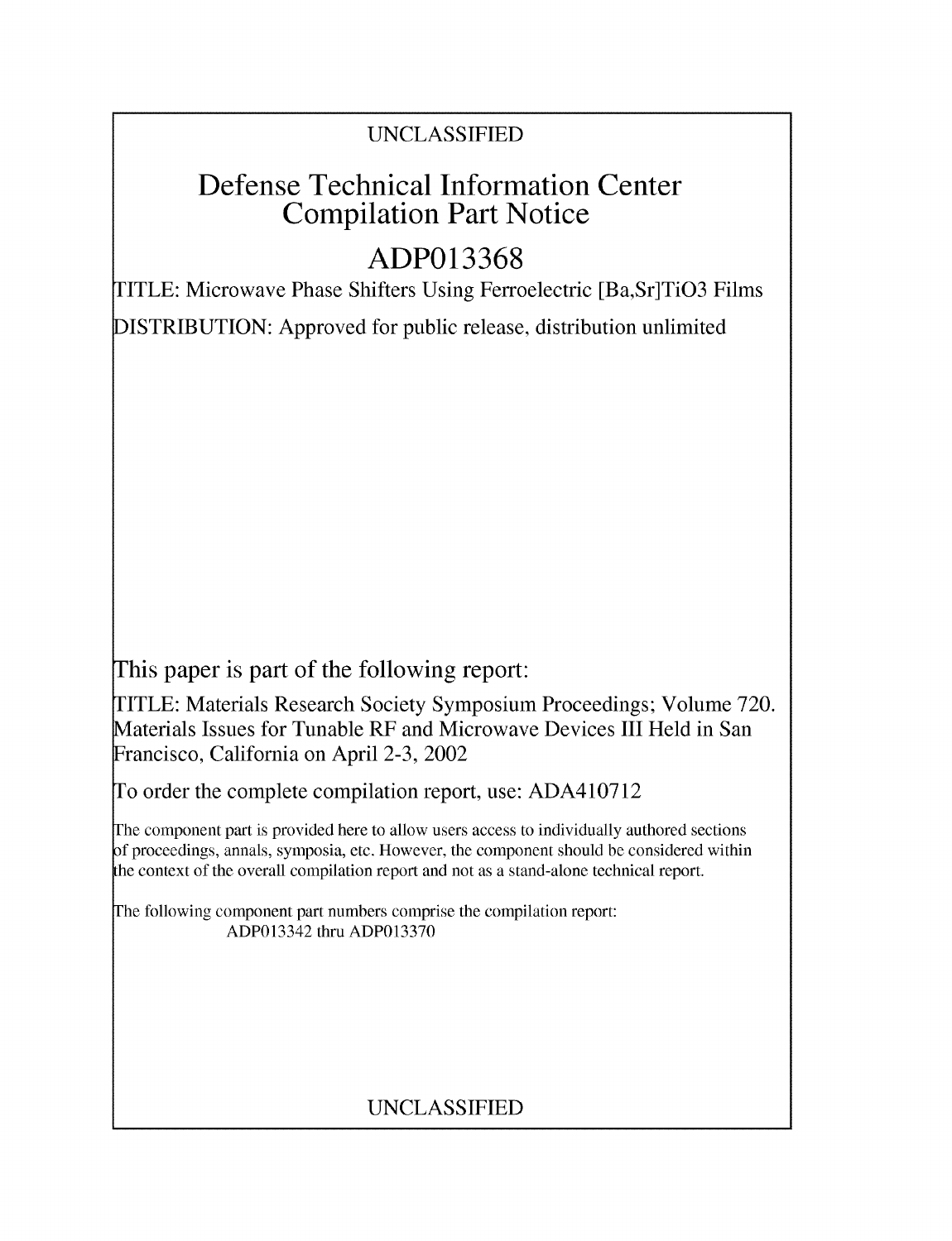UNCLASSIFIED

# Defense Technical Information Center Compilation Part Notice

## ADP013368

TITLE: Microwave Phase Shifters Using Ferroelectric [Ba,Sr]TiO3 Films

DISTRIBUTION: Approved for public release, distribution unlimited

This paper is part of the following report:

TITLE: Materials Research Society Symposium Proceedings; Volume 720. Materials Issues for Tunable RF and Microwave Devices III Held in San Francisco, California on April 2-3, 2002

To order the complete compilation report, use: ADA410712

The component part is provided here to allow users access to individually authored sections of proceedings, annals, symposia, etc. However, the component should be considered within the context of the overall compilation report and not as a stand-alone technical report.

The following component part numbers comprise the compilation report:
ADP013342 thru ADP013370

UNCLASSIFIED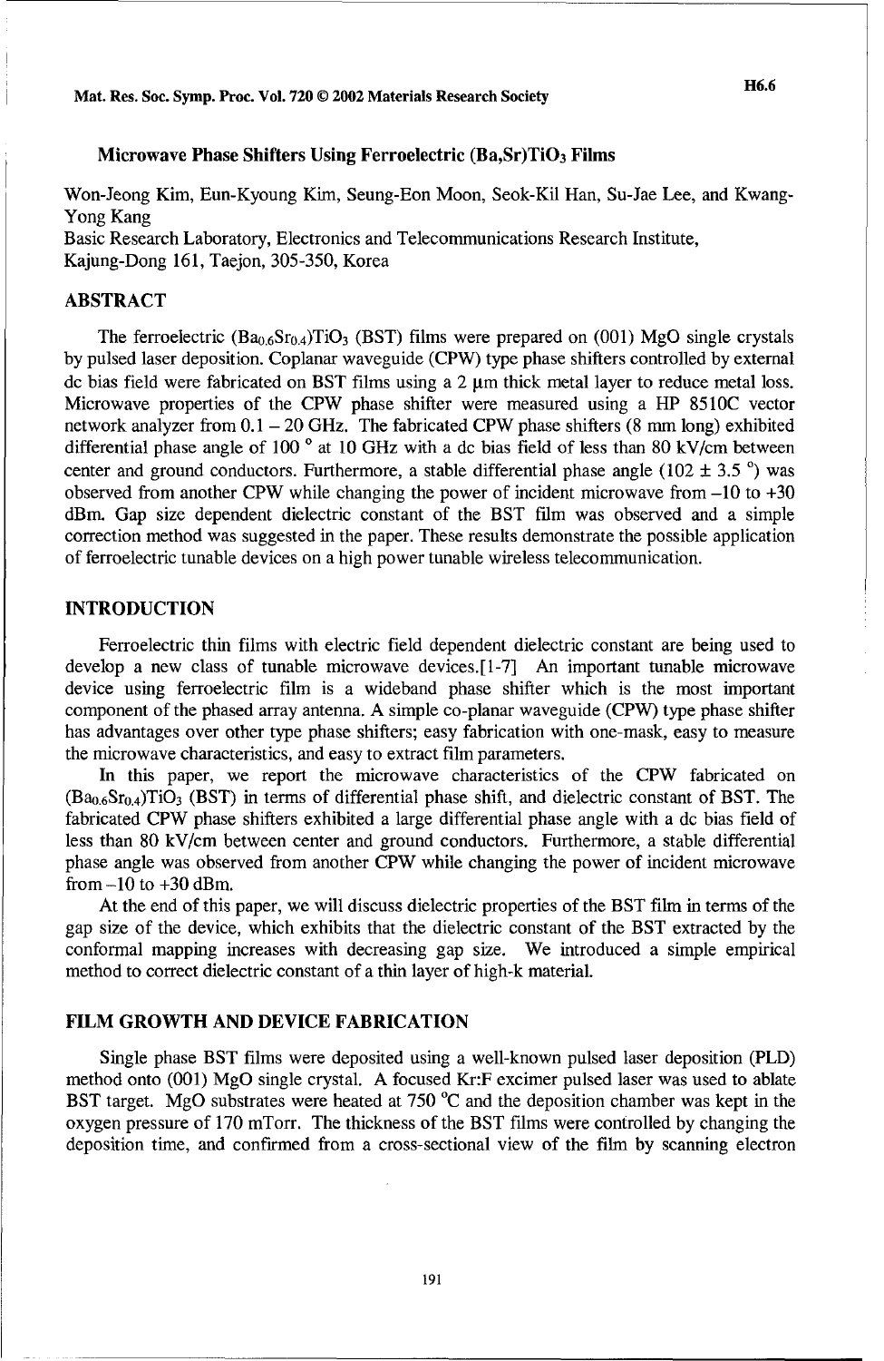Microwave Phase Shifters Using Ferroelectric $(Ba,Sr)TiO_3$ Films

Won-Jeong Kim, Eun-Kyoung Kim, Seung-Eon Moon, Seok-Kil Han, Su-Jae Lee, and Kwang-Yong Kang
Basic Research Laboratory, Electronics and Telecommunications Research Institute,
Kajung-Dong 161, Taejon, 305-350, Korea

## ABSTRACT

The ferroelectric $(Ba_{0.6}Sr_{0.4})TiO_3$ (BST) films were prepared on (001) MgO single crystals by pulsed laser deposition. Coplanar waveguide (CPW) type phase shifters controlled by external dc bias field were fabricated on BST films using a 2 μm thick metal layer to reduce metal loss. Microwave properties of the CPW phase shifter were measured using a HP 8510C vector network analyzer from 0.1 – 20 GHz. The fabricated CPW phase shifters (8 mm long) exhibited differential phase angle of 100 ° at 10 GHz with a dc bias field of less than 80 kV/cm between center and ground conductors. Furthermore, a stable differential phase angle (102 ± 3.5 °) was observed from another CPW while changing the power of incident microwave from –10 to +30 dBm. Gap size dependent dielectric constant of the BST film was observed and a simple correction method was suggested in the paper. These results demonstrate the possible application of ferroelectric tunable devices on a high power tunable wireless telecommunication.

## INTRODUCTION

Ferroelectric thin films with electric field dependent dielectric constant are being used to develop a new class of tunable microwave devices.[1-7] An important tunable microwave device using ferroelectric film is a wideband phase shifter which is the most important component of the phased array antenna. A simple co-planar waveguide (CPW) type phase shifter has advantages over other type phase shifters; easy fabrication with one-mask, easy to measure the microwave characteristics, and easy to extract film parameters.

In this paper, we report the microwave characteristics of the CPW fabricated on $(Ba_{0.6}Sr_{0.4})TiO_3$ (BST) in terms of differential phase shift, and dielectric constant of BST. The fabricated CPW phase shifters exhibited a large differential phase angle with a dc bias field of less than 80 kV/cm between center and ground conductors. Furthermore, a stable differential phase angle was observed from another CPW while changing the power of incident microwave from –10 to +30 dBm.

At the end of this paper, we will discuss dielectric properties of the BST film in terms of the gap size of the device, which exhibits that the dielectric constant of the BST extracted by the conformal mapping increases with decreasing gap size. We introduced a simple empirical method to correct dielectric constant of a thin layer of high-k material.

## FILM GROWTH AND DEVICE FABRICATION

Single phase BST films were deposited using a well-known pulsed laser deposition (PLD) method onto (001) MgO single crystal. A focused Kr:F excimer pulsed laser was used to ablate BST target. MgO substrates were heated at 750 °C and the deposition chamber was kept in the oxygen pressure of 170 mTorr. The thickness of the BST films were controlled by changing the deposition time, and confirmed from a cross-sectional view of the film by scanning electron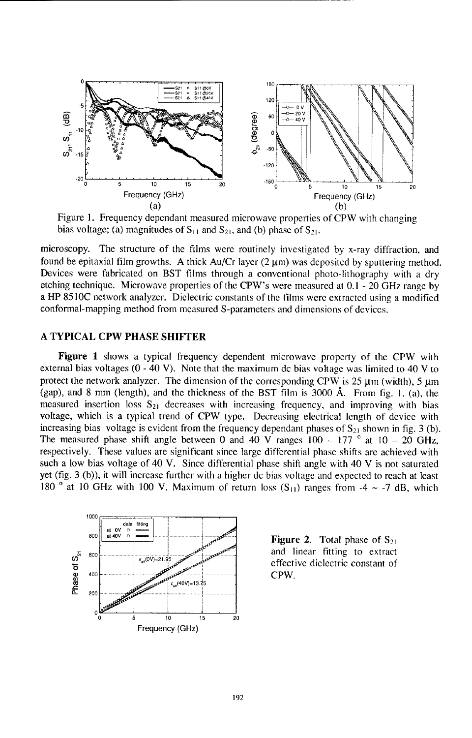Figure 1. Frequency dependant measured microwave properties of CPW with changing bias voltage; (a) magnitudes of $S_{11}$ and $S_{21}$, and (b) phase of $S_{21}$.

microscopy. The structure of the films were routinely investigated by x-ray diffraction, and found be epitaxial film growths. A thick Au/Cr layer (2 μm) was deposited by sputtering method. Devices were fabricated on BST films through a conventional photo-lithography with a dry etching technique. Microwave properties of the CPW's were measured at 0.1 - 20 GHz range by a HP 8510C network analyzer. Dielectric constants of the films were extracted using a modified conformal-mapping method from measured S-parameters and dimensions of devices.

## A TYPICAL CPW PHASE SHIFTER

**Figure 1** shows a typical frequency dependent microwave property of the CPW with external bias voltages (0 - 40 V). Note that the maximum dc bias voltage was limited to 40 V to protect the network analyzer. The dimension of the corresponding CPW is 25 μm (width), 5 μm (gap), and 8 mm (length), and the thickness of the BST film is 3000 Å. From fig. 1. (a), the measured insertion loss $S_{21}$ decreases with increasing frequency, and improving with bias voltage, which is a typical trend of CPW type. Decreasing electrical length of device with increasing bias voltage is evident from the frequency dependant phases of $S_{21}$ shown in fig. 3 (b). The measured phase shift angle between 0 and 40 V ranges 100 ~ 177 ° at 10 – 20 GHz, respectively. These values are significant since large differential phase shifts are achieved with such a low bias voltage of 40 V. Since differential phase shift angle with 40 V is not saturated yet (fig. 3 (b)), it will increase further with a higher dc bias voltage and expected to reach at least 180 ° at 10 GHz with 100 V. Maximum of return loss ($S_{11}$) ranges from -4 ~ -7 dB, which

**Figure 2.** Total phase of $S_{21}$ and linear fitting to extract effective dielectric constant of CPW.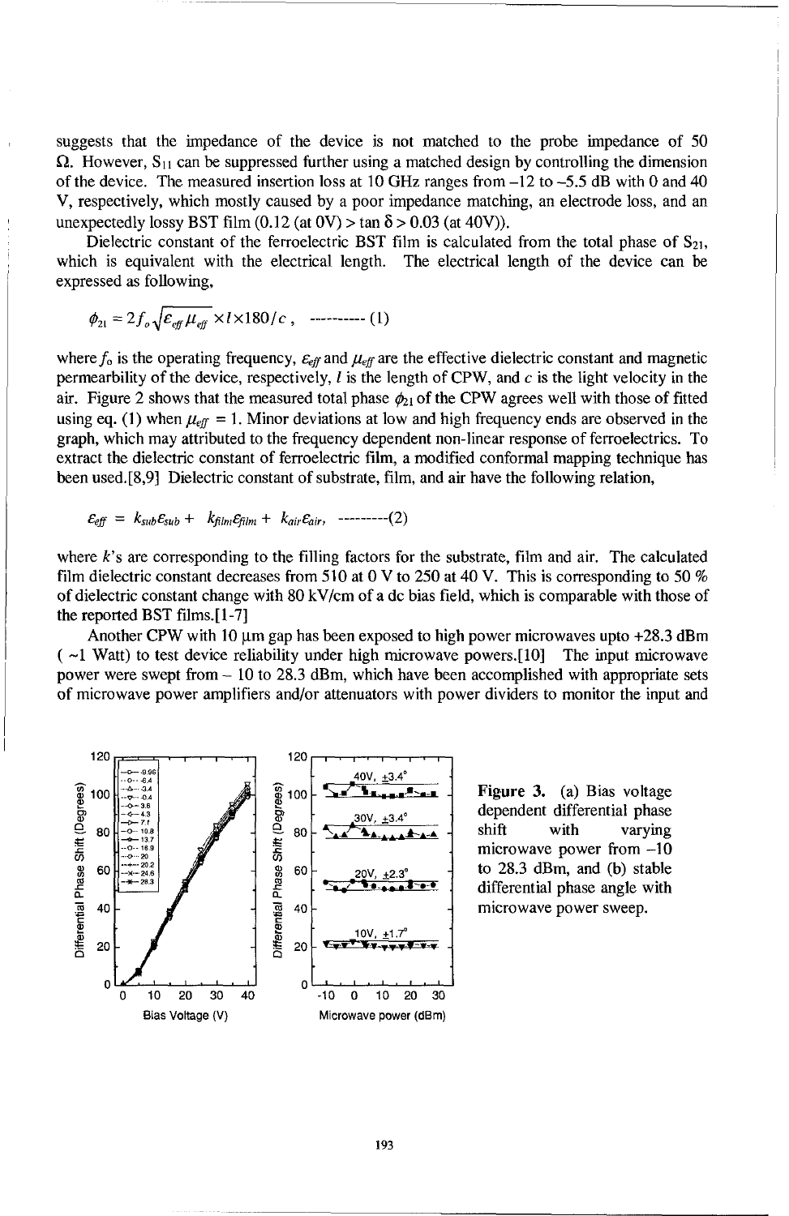suggests that the impedance of the device is not matched to the probe impedance of 50 Ω. However, $S_{11}$ can be suppressed further using a matched design by controlling the dimension of the device. The measured insertion loss at 10 GHz ranges from –12 to –5.5 dB with 0 and 40 V, respectively, which mostly caused by a poor impedance matching, an electrode loss, and an unexpectedly lossy BST film (0.12 (at 0V) > tan δ > 0.03 (at 40V)).

Dielectric constant of the ferroelectric BST film is calculated from the total phase of $S_{21}$, which is equivalent with the electrical length. The electrical length of the device can be expressed as following,

$$\phi_{21} = 2f_o\sqrt{\varepsilon_{eff}\mu_{eff}} \times l \times 180/c\,, \quad \text{---------- (1)}$$

where $f_o$ is the operating frequency, $\varepsilon_{eff}$ and $\mu_{eff}$ are the effective dielectric constant and magnetic permearbility of the device, respectively, $l$ is the length of CPW, and $c$ is the light velocity in the air. Figure 2 shows that the measured total phase $\phi_{21}$ of the CPW agrees well with those of fitted using eq. (1) when $\mu_{eff} = 1$. Minor deviations at low and high frequency ends are observed in the graph, which may attributed to the frequency dependent non-linear response of ferroelectrics. To extract the dielectric constant of ferroelectric film, a modified conformal mapping technique has been used.[8,9] Dielectric constant of substrate, film, and air have the following relation,

$$\varepsilon_{eff} = k_{sub}\varepsilon_{sub} + k_{film}\varepsilon_{film} + k_{air}\varepsilon_{air}, \quad \text{---------(2)}$$

where $k$'s are corresponding to the filling factors for the substrate, film and air. The calculated film dielectric constant decreases from 510 at 0 V to 250 at 40 V. This is corresponding to 50 % of dielectric constant change with 80 kV/cm of a dc bias field, which is comparable with those of the reported BST films.[1-7]

Another CPW with 10 μm gap has been exposed to high power microwaves upto +28.3 dBm ( ~1 Watt) to test device reliability under high microwave powers.[10] The input microwave power were swept from – 10 to 28.3 dBm, which have been accomplished with appropriate sets of microwave power amplifiers and/or attenuators with power dividers to monitor the input and

**Figure 3.** (a) Bias voltage dependent differential phase shift with varying microwave power from –10 to 28.3 dBm, and (b) stable differential phase angle with microwave power sweep.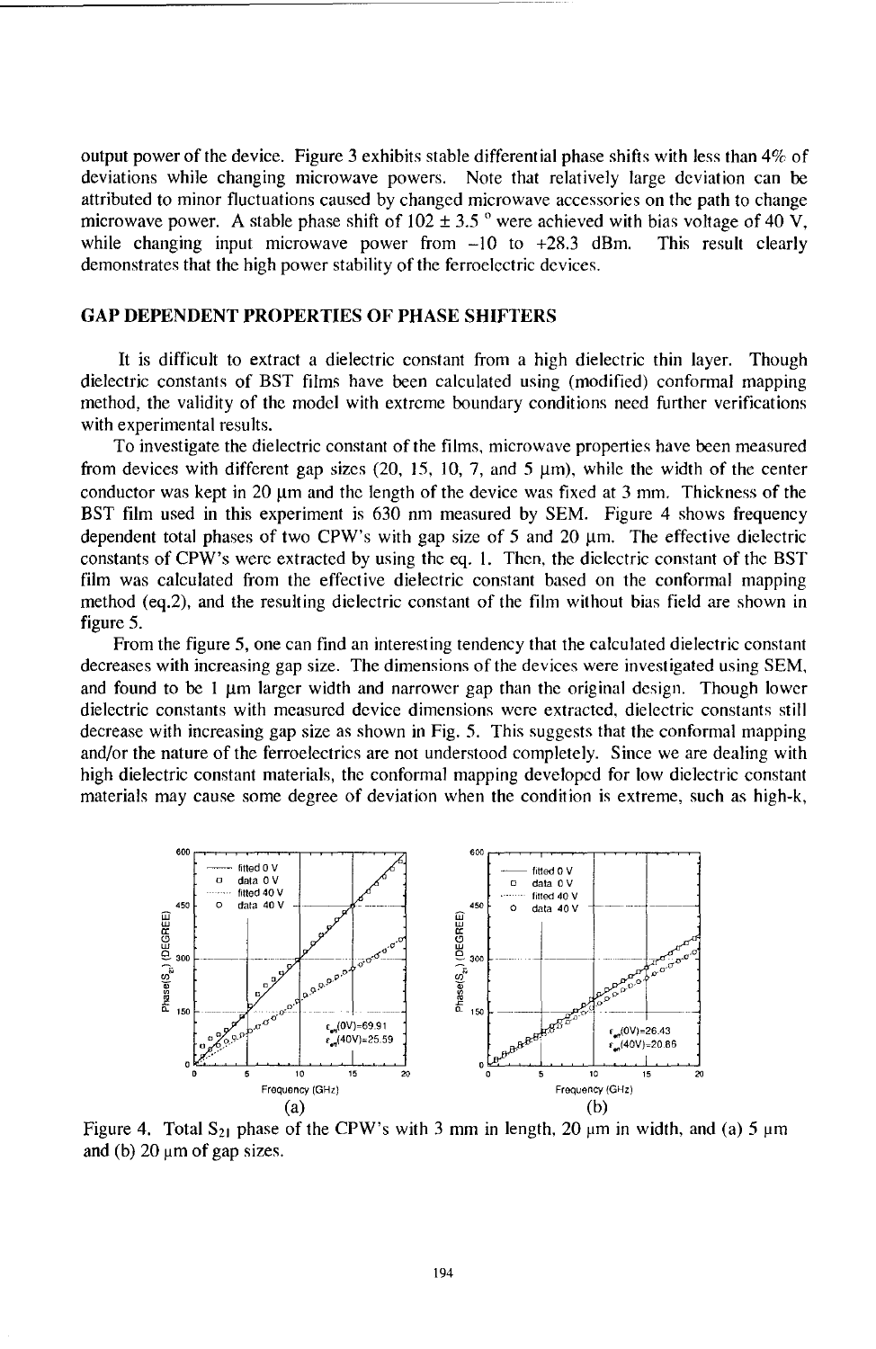output power of the device. Figure 3 exhibits stable differential phase shifts with less than 4% of deviations while changing microwave powers. Note that relatively large deviation can be attributed to minor fluctuations caused by changed microwave accessories on the path to change microwave power. A stable phase shift of 102 ± 3.5 ° were achieved with bias voltage of 40 V, while changing input microwave power from –10 to +28.3 dBm. This result clearly demonstrates that the high power stability of the ferroelectric devices.

## GAP DEPENDENT PROPERTIES OF PHASE SHIFTERS

It is difficult to extract a dielectric constant from a high dielectric thin layer. Though dielectric constants of BST films have been calculated using (modified) conformal mapping method, the validity of the model with extreme boundary conditions need further verifications with experimental results.

To investigate the dielectric constant of the films, microwave properties have been measured from devices with different gap sizes (20, 15, 10, 7, and 5 μm), while the width of the center conductor was kept in 20 μm and the length of the device was fixed at 3 mm. Thickness of the BST film used in this experiment is 630 nm measured by SEM. Figure 4 shows frequency dependent total phases of two CPW's with gap size of 5 and 20 μm. The effective dielectric constants of CPW's were extracted by using the eq. 1. Then, the dielectric constant of the BST film was calculated from the effective dielectric constant based on the conformal mapping method (eq.2), and the resulting dielectric constant of the film without bias field are shown in figure 5.

From the figure 5, one can find an interesting tendency that the calculated dielectric constant decreases with increasing gap size. The dimensions of the devices were investigated using SEM, and found to be 1 μm larger width and narrower gap than the original design. Though lower dielectric constants with measured device dimensions were extracted, dielectric constants still decrease with increasing gap size as shown in Fig. 5. This suggests that the conformal mapping and/or the nature of the ferroelectrics are not understood completely. Since we are dealing with high dielectric constant materials, the conformal mapping developed for low dielectric constant materials may cause some degree of deviation when the condition is extreme, such as high-k,

Figure 4. Total $S_{21}$ phase of the CPW's with 3 mm in length, 20 μm in width, and (a) 5 μm and (b) 20 μm of gap sizes.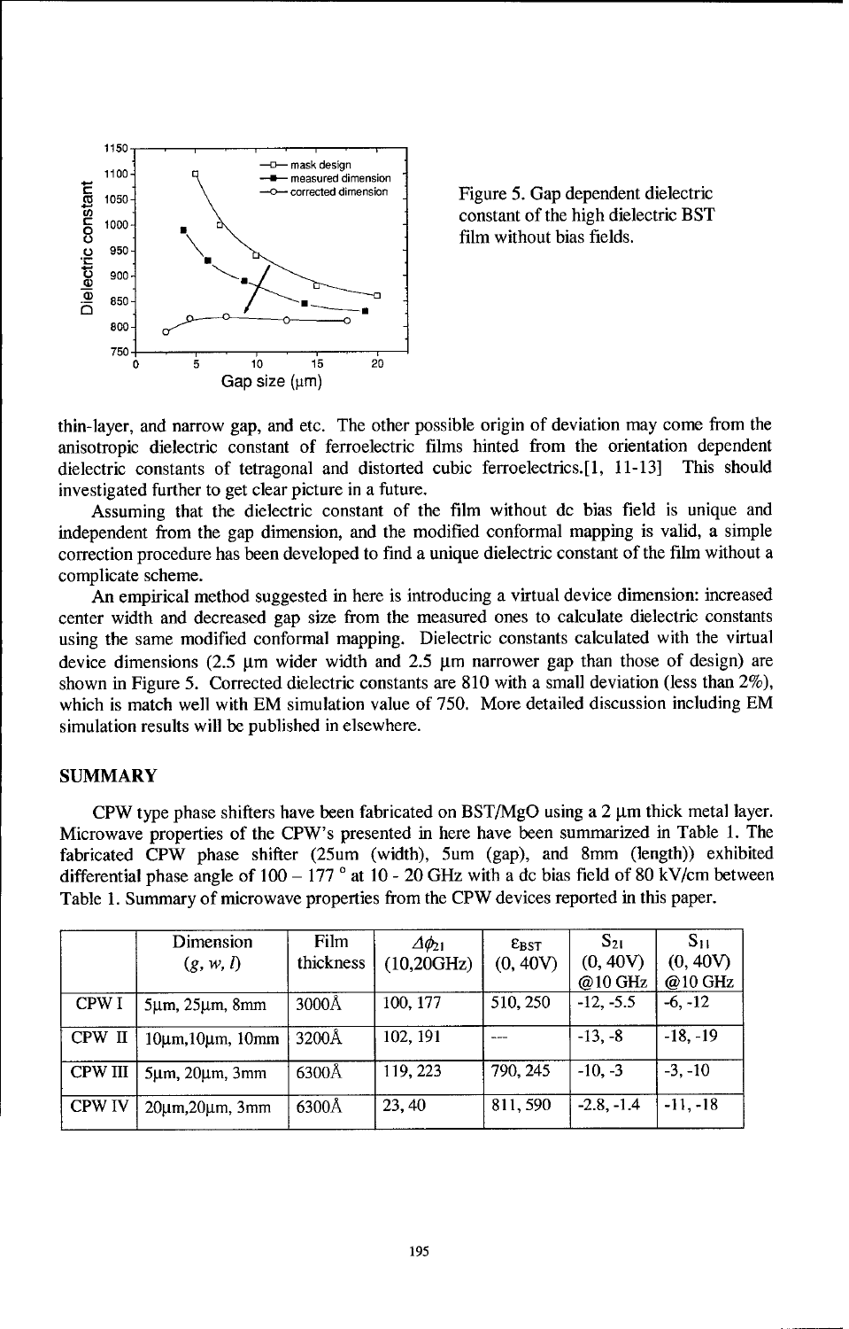Figure 5. Gap dependent dielectric constant of the high dielectric BST film without bias fields.

thin-layer, and narrow gap, and etc. The other possible origin of deviation may come from the anisotropic dielectric constant of ferroelectric films hinted from the orientation dependent dielectric constants of tetragonal and distorted cubic ferroelectrics.[1, 11-13] This should investigated further to get clear picture in a future.

Assuming that the dielectric constant of the film without dc bias field is unique and independent from the gap dimension, and the modified conformal mapping is valid, a simple correction procedure has been developed to find a unique dielectric constant of the film without a complicate scheme.

An empirical method suggested in here is introducing a virtual device dimension: increased center width and decreased gap size from the measured ones to calculate dielectric constants using the same modified conformal mapping. Dielectric constants calculated with the virtual device dimensions (2.5 μm wider width and 2.5 μm narrower gap than those of design) are shown in Figure 5. Corrected dielectric constants are 810 with a small deviation (less than 2%), which is match well with EM simulation value of 750. More detailed discussion including EM simulation results will be published in elsewhere.

## SUMMARY

CPW type phase shifters have been fabricated on BST/MgO using a 2 μm thick metal layer. Microwave properties of the CPW's presented in here have been summarized in Table 1. The fabricated CPW phase shifter (25um (width), 5um (gap), and 8mm (length)) exhibited differential phase angle of 100 – 177 ° at 10 - 20 GHz with a dc bias field of 80 kV/cm between

Table 1. Summary of microwave properties from the CPW devices reported in this paper.

| | Dimension ($g$, $w$, $l$) | Film thickness | $\Delta\phi_{21}$ (10,20GHz) | $\varepsilon_{BST}$ (0, 40V) | $S_{21}$ (0, 40V) @10 GHz | $S_{11}$ (0, 40V) @10 GHz |
|---|---|---|---|---|---|---|
| CPW I | 5μm, 25μm, 8mm | 3000Å | 100, 177 | 510, 250 | -12, -5.5 | -6, -12 |
| CPW II | 10μm,10μm, 10mm | 3200Å | 102, 191 | --- | -13, -8 | -18, -19 |
| CPW III | 5μm, 20μm, 3mm | 6300Å | 119, 223 | 790, 245 | -10, -3 | -3, -10 |
| CPW IV | 20μm,20μm, 3mm | 6300Å | 23, 40 | 811, 590 | -2.8, -1.4 | -11, -18 |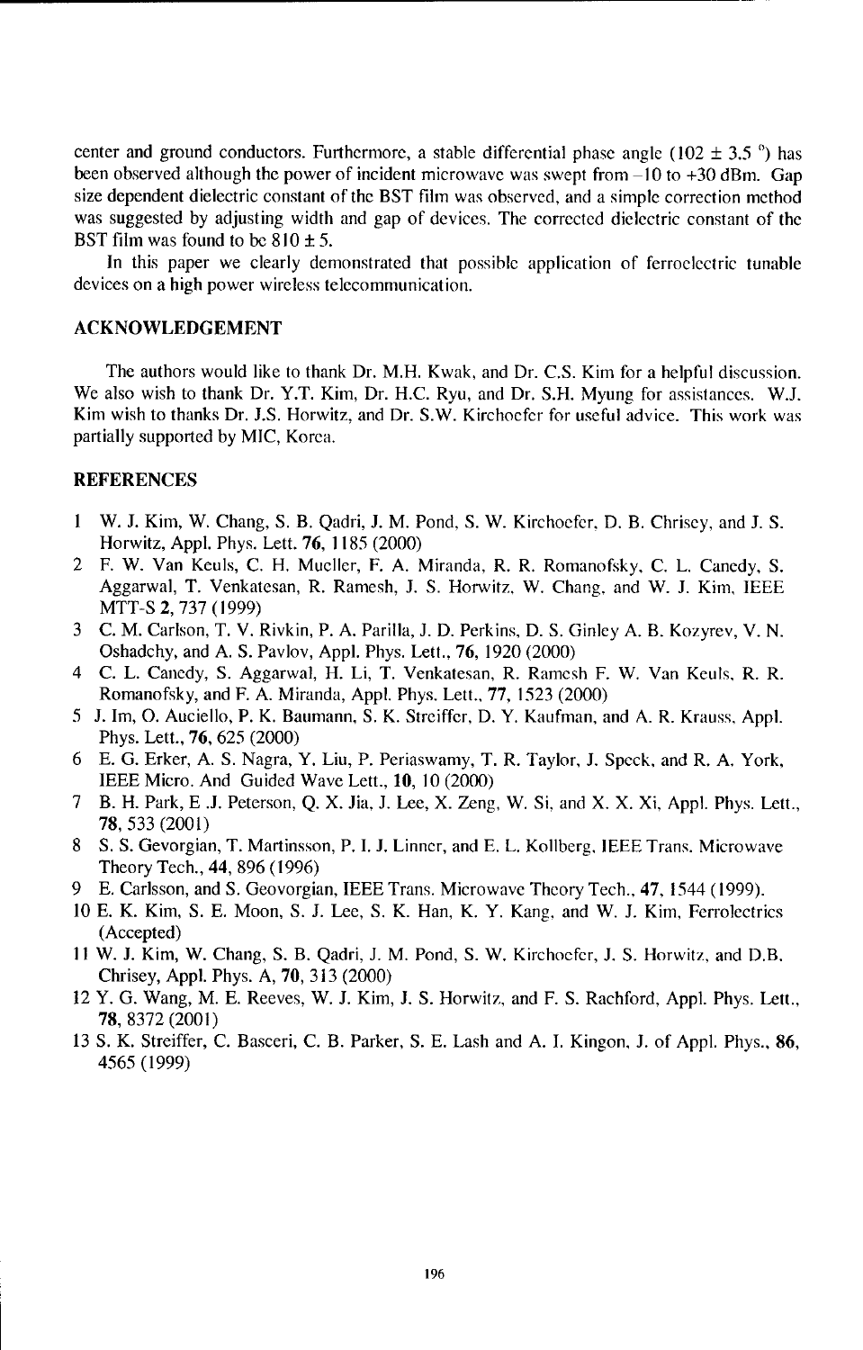center and ground conductors. Furthermore, a stable differential phase angle ($102 \pm 3.5$ °) has been observed although the power of incident microwave was swept from −10 to +30 dBm. Gap size dependent dielectric constant of the BST film was observed, and a simple correction method was suggested by adjusting width and gap of devices. The corrected dielectric constant of the BST film was found to be $810 \pm 5$.

In this paper we clearly demonstrated that possible application of ferroelectric tunable devices on a high power wireless telecommunication.

## ACKNOWLEDGEMENT

The authors would like to thank Dr. M.H. Kwak, and Dr. C.S. Kim for a helpful discussion. We also wish to thank Dr. Y.T. Kim, Dr. H.C. Ryu, and Dr. S.H. Myung for assistances. W.J. Kim wish to thanks Dr. J.S. Horwitz, and Dr. S.W. Kirchoefer for useful advice. This work was partially supported by MIC, Korea.

## REFERENCES

1 W. J. Kim, W. Chang, S. B. Qadri, J. M. Pond, S. W. Kirchoefer, D. B. Chrisey, and J. S. Horwitz, Appl. Phys. Lett. **76**, 1185 (2000)
2 F. W. Van Keuls, C. H. Mueller, F. A. Miranda, R. R. Romanofsky, C. L. Canedy, S. Aggarwal, T. Venkatesan, R. Ramesh, J. S. Horwitz, W. Chang, and W. J. Kim, IEEE MTT-S **2**, 737 (1999)
3 C. M. Carlson, T. V. Rivkin, P. A. Parilla, J. D. Perkins, D. S. Ginley A. B. Kozyrev, V. N. Oshadchy, and A. S. Pavlov, Appl. Phys. Lett., **76**, 1920 (2000)
4 C. L. Canedy, S. Aggarwal, H. Li, T. Venkatesan, R. Ramesh F. W. Van Keuls, R. R. Romanofsky, and F. A. Miranda, Appl. Phys. Lett., **77**, 1523 (2000)
5 J. Im, O. Auciello, P. K. Baumann, S. K. Streiffer, D. Y. Kaufman, and A. R. Krauss, Appl. Phys. Lett., **76**, 625 (2000)
6 E. G. Erker, A. S. Nagra, Y. Liu, P. Periaswamy, T. R. Taylor, J. Speck, and R. A. York, IEEE Micro. And Guided Wave Lett., **10**, 10 (2000)
7 B. H. Park, E .J. Peterson, Q. X. Jia, J. Lee, X. Zeng, W. Si, and X. X. Xi, Appl. Phys. Lett., **78**, 533 (2001)
8 S. S. Gevorgian, T. Martinsson, P. I. J. Linner, and E. L. Kollberg, IEEE Trans. Microwave Theory Tech., **44**, 896 (1996)
9 E. Carlsson, and S. Geovorgian, IEEE Trans. Microwave Theory Tech., **47**, 1544 (1999).
10 E. K. Kim, S. E. Moon, S. J. Lee, S. K. Han, K. Y. Kang, and W. J. Kim, Ferrolectrics (Accepted)
11 W. J. Kim, W. Chang, S. B. Qadri, J. M. Pond, S. W. Kirchoefer, J. S. Horwitz, and D.B. Chrisey, Appl. Phys. A, **70**, 313 (2000)
12 Y. G. Wang, M. E. Reeves, W. J. Kim, J. S. Horwitz, and F. S. Rachford, Appl. Phys. Lett., **78**, 8372 (2001)
13 S. K. Streiffer, C. Basceri, C. B. Parker, S. E. Lash and A. I. Kingon, J. of Appl. Phys., **86**, 4565 (1999)